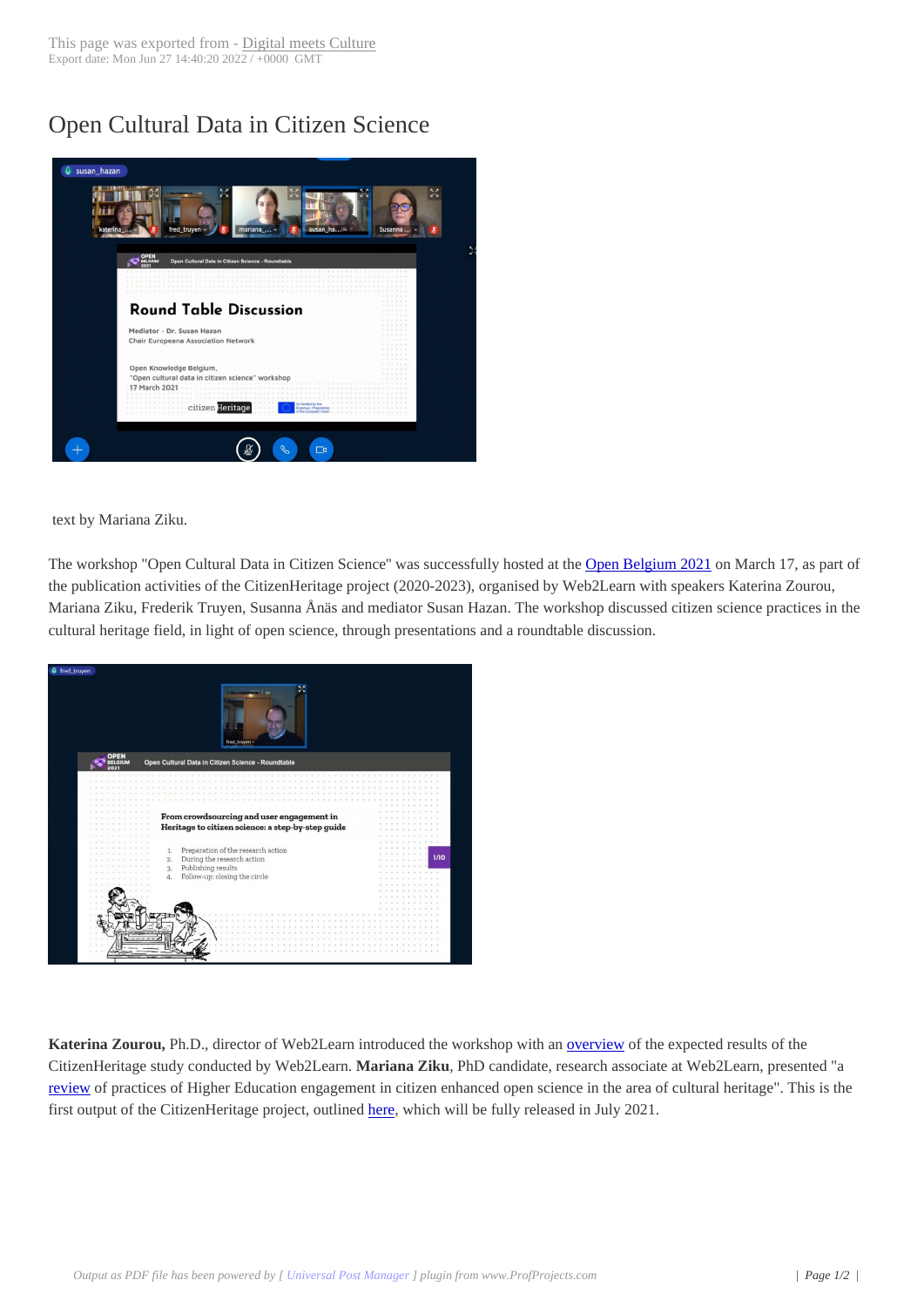# Open Cultural Data in Citizen Science

text by Mariana Ziku.

The workshop "Open Cultural Data in Citizen Science" was successfully hosted at the Open Belgium 2021 on March 17, as part of the publication activities of the CitizenHeritage project (2020-2023), organised by Web2Learn with speakers Katerina Zourou, Mariana Ziku, Frederik Truyen, Susanna Ånäs and mediator Susan Hazan. The workshop discussed citizen science practices in the cultural heritage field, in light of open science, through presentations and a roundtable discussion.

**Katerina Zourou,** Ph.D., director of Web2Learn introduced the workshop with an overview of the expected results of the CitizenHeritage study conducted by Web2Learn. **Mariana Ziku**, PhD candidate, research associate at Web2Learn, presented "a review of practices of Higher Education engagement in citizen enhanced open science in the area of cultural heritage". This is the first output of the CitizenHeritage project, outlined here, which will be fully released in July 2021.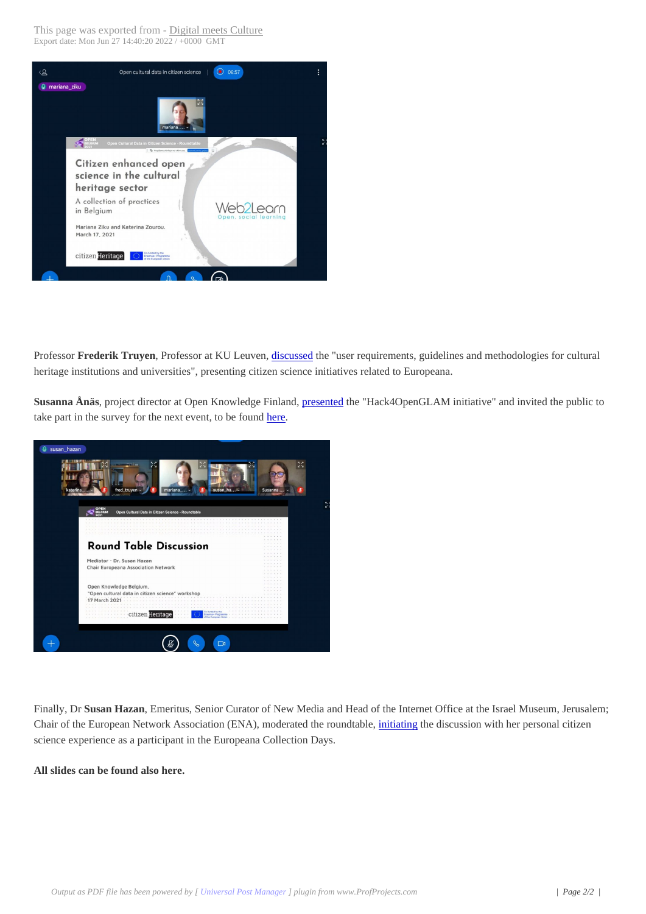Professor **Frederik Truyen**, Professor at KU Leuven, discussed the "user requirements, guidelines and methodologies for cultural heritage institutions and universities", presenting citizen science initiatives related to Europeana.

**Susanna Ånäs**, project director at Open Knowledge Finland, presented the "Hack4OpenGLAM initiative" and invited the public to take part in the survey for the next event, to be found here.

Finally, Dr **Susan Hazan**, Emeritus, Senior Curator of New Media and Head of the Internet Office at the Israel Museum, Jerusalem; Chair of the European Network Association (ENA), moderated the roundtable, initiating the discussion with her personal citizen science experience as a participant in the Europeana Collection Days.

**All slides can be found also here.**